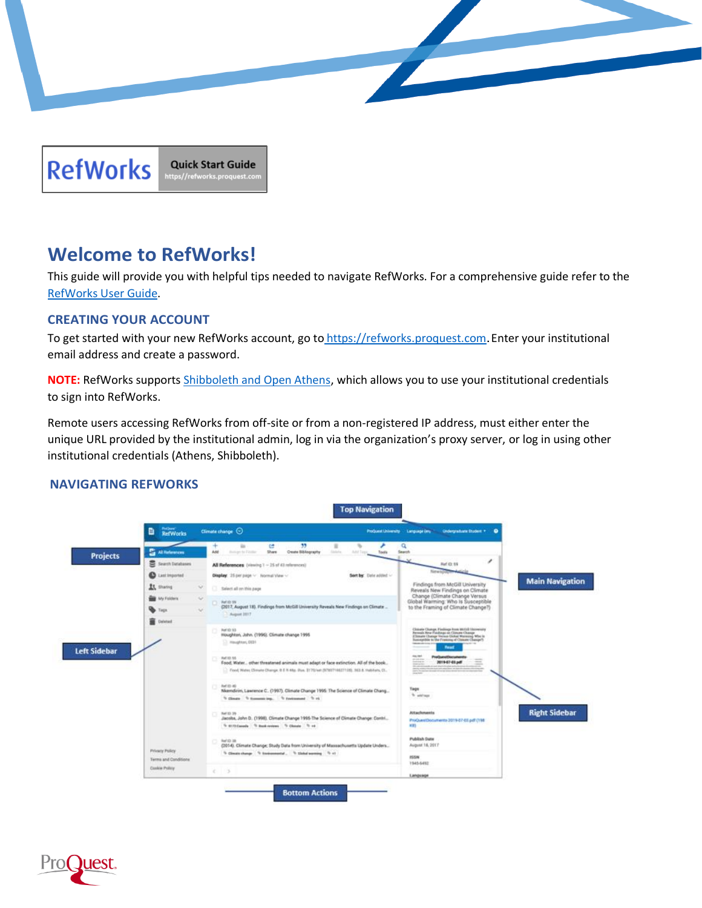RefWorks **Quick Start Guide** https//refworks.proquest.com

# Welcome to RefWorks!

This guide will provide you with helpful tips needed to navigate RefWorks. For a comprehensive guide refer to the RefWorks User Guide.

## CREATING YOUR ACCOUNT

To get started with your new RefWorks account, go to https://refworks.proquest.com. Enter your institutional email address and create a password.

**NOTE:** RefWorks supports Shibboleth and Open Athens, which allows you to use your institutional credentials to sign into RefWorks.

Remote users accessing RefWorks from off-site or from a non-registered IP address, must either enter the unique URL provided by the institutional admin, log in via the organization's proxy server, or log in using other institutional credentials (Athens, Shibboleth).

## NAVIGATING REFWORKS

Top Navigation

Projects

Main Navigation

Left Sidebar

Right Sidebar

Bottom Actions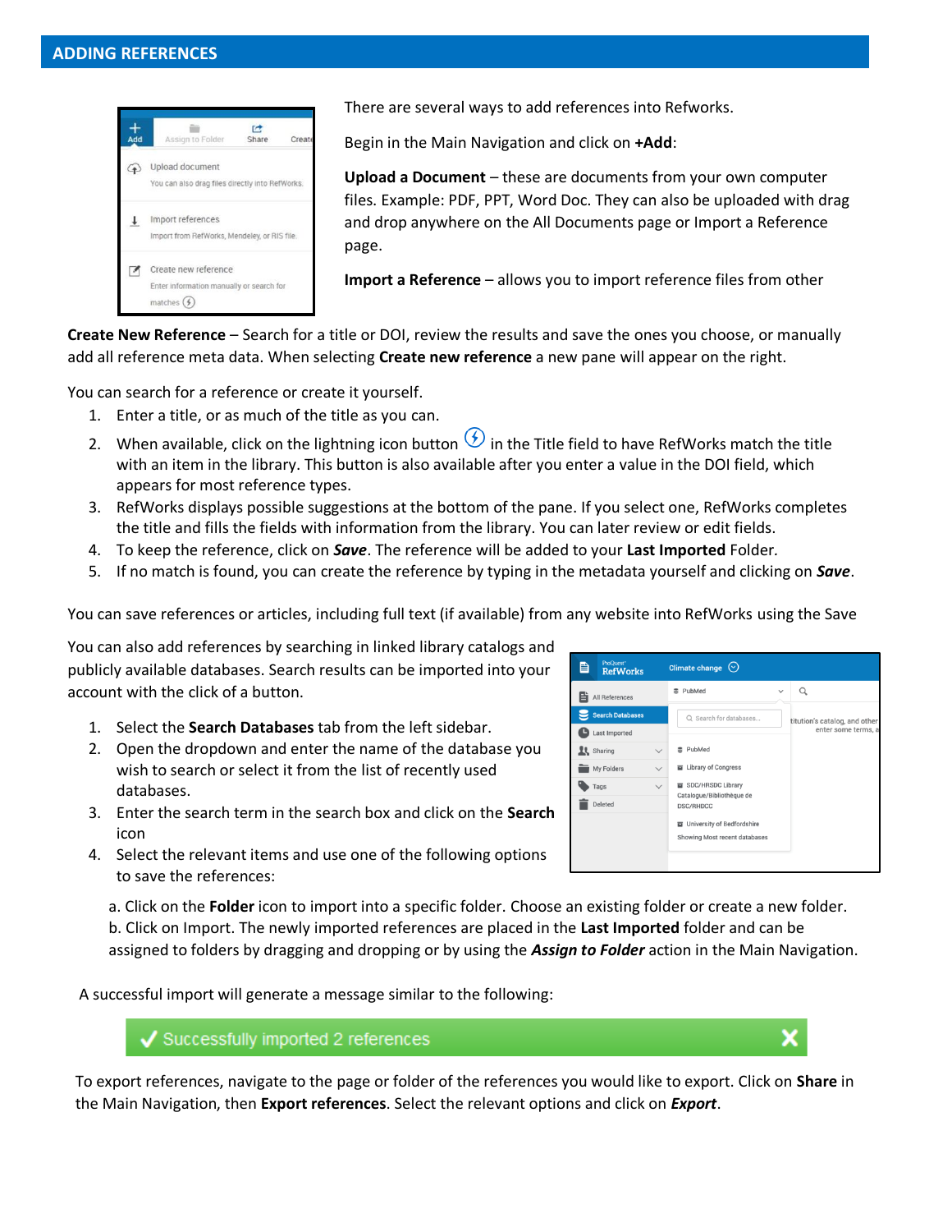## ADDING REFERENCES

There are several ways to add references into Refworks.

Begin in the Main Navigation and click on **+Add**:

**Upload a Document** – these are documents from your own computer files. Example: PDF, PPT, Word Doc. They can also be uploaded with drag and drop anywhere on the All Documents page or Import a Reference page.

**Import a Reference** – allows you to import reference files from other

**Create New Reference** – Search for a title or DOI, review the results and save the ones you choose, or manually add all reference meta data. When selecting **Create new reference** a new pane will appear on the right.

You can search for a reference or create it yourself.

1. Enter a title, or as much of the title as you can.
2. When available, click on the lightning icon button in the Title field to have RefWorks match the title with an item in the library. This button is also available after you enter a value in the DOI field, which appears for most reference types.
3. RefWorks displays possible suggestions at the bottom of the pane. If you select one, RefWorks completes the title and fills the fields with information from the library. You can later review or edit fields.
4. To keep the reference, click on ***Save***. The reference will be added to your **Last Imported** Folder.
5. If no match is found, you can create the reference by typing in the metadata yourself and clicking on ***Save***.

You can save references or articles, including full text (if available) from any website into RefWorks using the Save

You can also add references by searching in linked library catalogs and publicly available databases. Search results can be imported into your account with the click of a button.

1. Select the **Search Databases** tab from the left sidebar.
2. Open the dropdown and enter the name of the database you wish to search or select it from the list of recently used databases.
3. Enter the search term in the search box and click on the **Search** icon
4. Select the relevant items and use one of the following options to save the references:

   a. Click on the **Folder** icon to import into a specific folder. Choose an existing folder or create a new folder.
   b. Click on Import. The newly imported references are placed in the **Last Imported** folder and can be assigned to folders by dragging and dropping or by using the ***Assign to Folder*** action in the Main Navigation.

A successful import will generate a message similar to the following:

✓ Successfully imported 2 references

To export references, navigate to the page or folder of the references you would like to export. Click on **Share** in the Main Navigation, then **Export references**. Select the relevant options and click on ***Export***.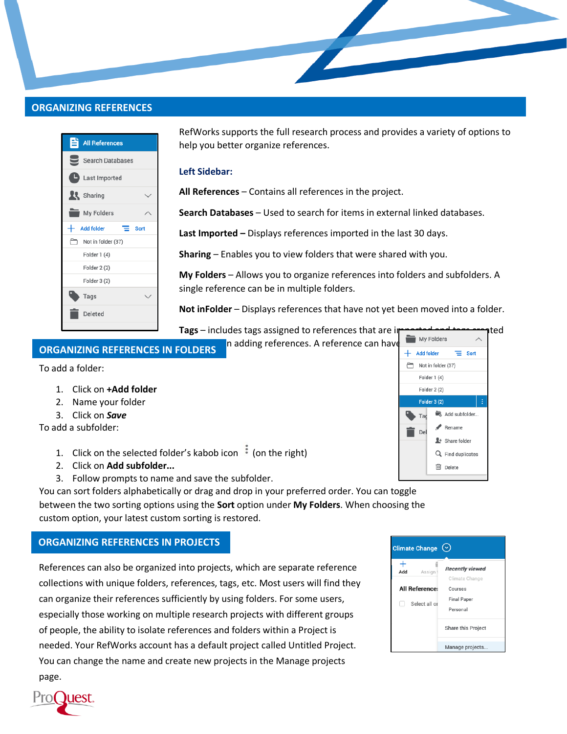## ORGANIZING REFERENCES

RefWorks supports the full research process and provides a variety of options to help you better organize references.

### Left Sidebar:

**All References** – Contains all references in the project.

**Search Databases** – Used to search for items in external linked databases.

**Last Imported –** Displays references imported in the last 30 days.

**Sharing** – Enables you to view folders that were shared with you.

**My Folders** – Allows you to organize references into folders and subfolders. A single reference can be in multiple folders.

**Not inFolder** – Displays references that have not yet been moved into a folder.

**Tags** – includes tags assigned to references that are imported and tags created when adding references. A reference can have

## ORGANIZING REFERENCES IN FOLDERS

To add a folder:

1. Click on **+Add folder**
2. Name your folder
3. Click on ***Save***

To add a subfolder:

1. Click on the selected folder's kabob icon ⋮ (on the right)
2. Click on **Add subfolder...**
3. Follow prompts to name and save the subfolder.

You can sort folders alphabetically or drag and drop in your preferred order. You can toggle between the two sorting options using the **Sort** option under **My Folders**. When choosing the custom option, your latest custom sorting is restored.

## ORGANIZING REFERENCES IN PROJECTS

References can also be organized into projects, which are separate reference collections with unique folders, references, tags, etc. Most users will find they can organize their references sufficiently by using folders. For some users, especially those working on multiple research projects with different groups of people, the ability to isolate references and folders within a Project is needed. Your RefWorks account has a default project called Untitled Project. You can change the name and create new projects in the Manage projects page.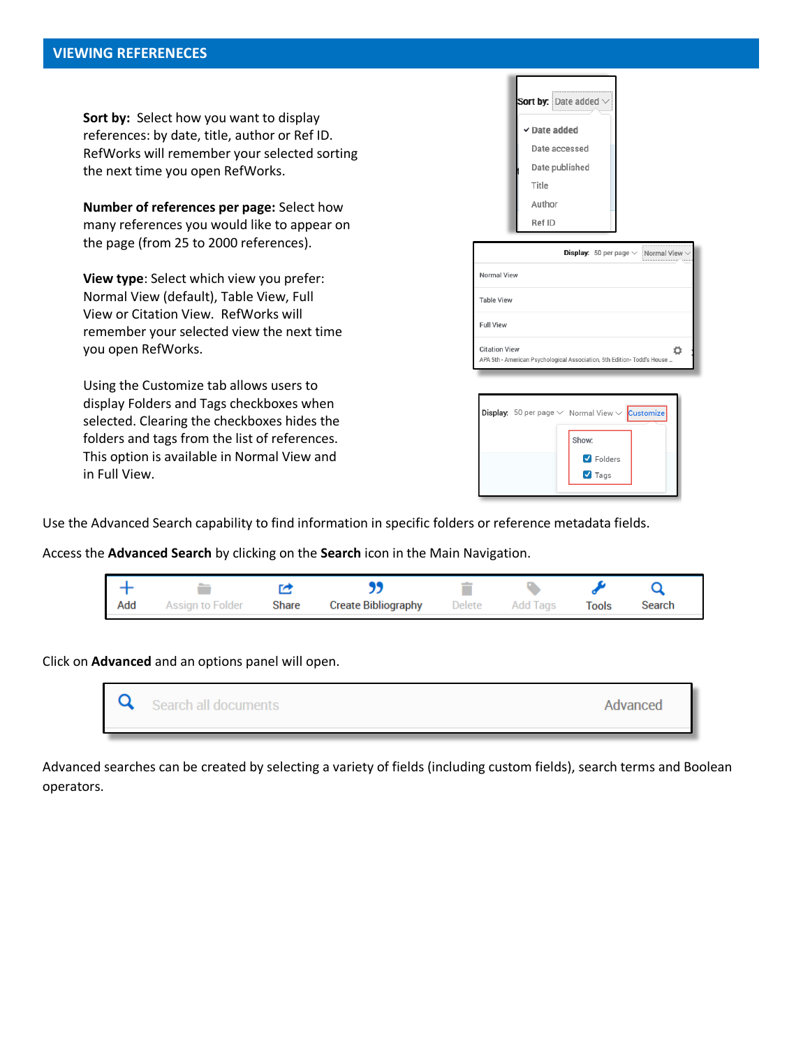## VIEWING REFERENECES

**Sort by:** Select how you want to display references: by date, title, author or Ref ID. RefWorks will remember your selected sorting the next time you open RefWorks.

**Number of references per page:** Select how many references you would like to appear on the page (from 25 to 2000 references).

**View type**: Select which view you prefer: Normal View (default), Table View, Full View or Citation View. RefWorks will remember your selected view the next time you open RefWorks.

Using the Customize tab allows users to display Folders and Tags checkboxes when selected. Clearing the checkboxes hides the folders and tags from the list of references. This option is available in Normal View and in Full View.

Use the Advanced Search capability to find information in specific folders or reference metadata fields.

Access the **Advanced Search** by clicking on the **Search** icon in the Main Navigation.

Click on **Advanced** and an options panel will open.

Advanced searches can be created by selecting a variety of fields (including custom fields), search terms and Boolean operators.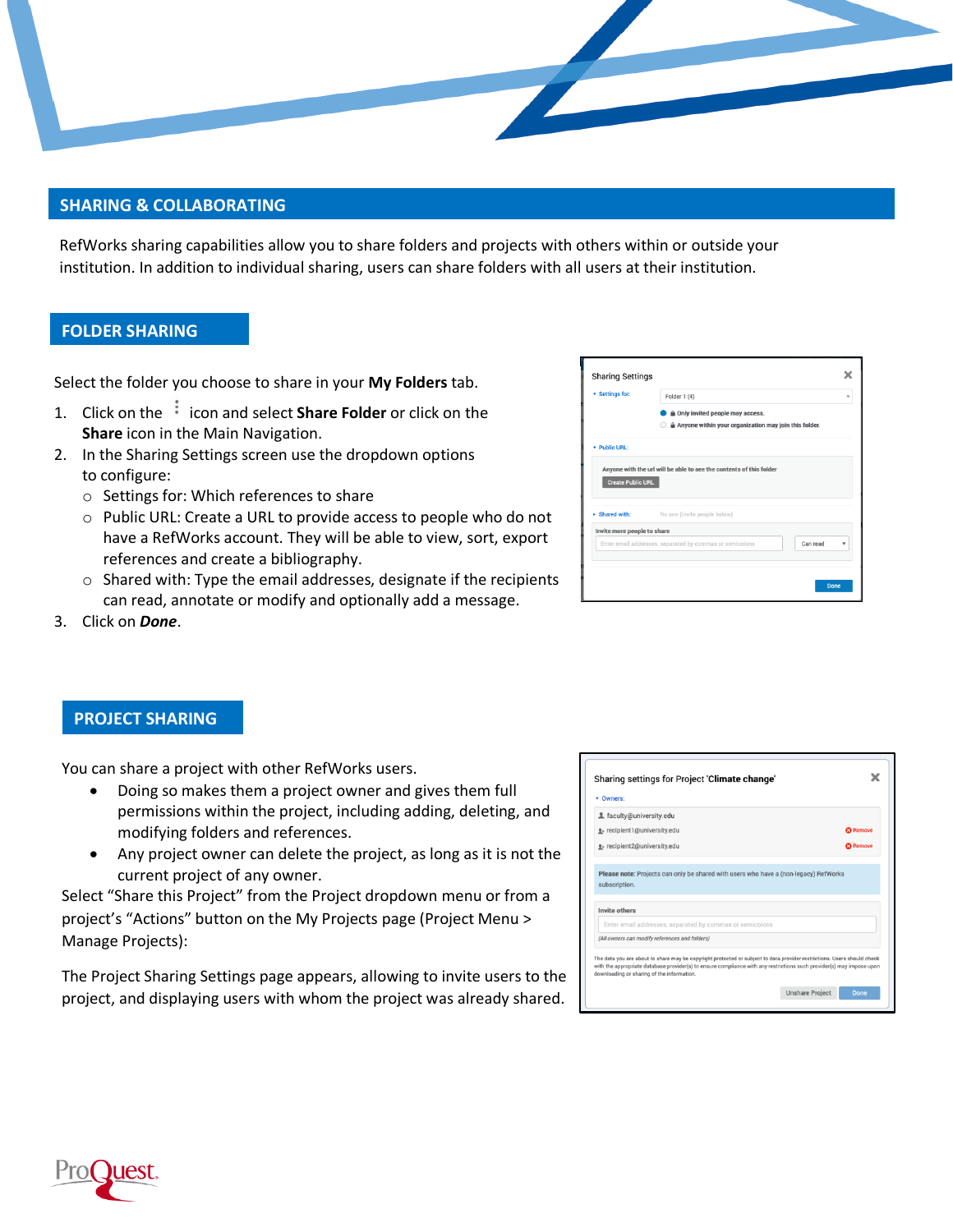## SHARING & COLLABORATING

RefWorks sharing capabilities allow you to share folders and projects with others within or outside your institution. In addition to individual sharing, users can share folders with all users at their institution.

### FOLDER SHARING

Select the folder you choose to share in your **My Folders** tab.

1. Click on the ⋮ icon and select **Share Folder** or click on the **Share** icon in the Main Navigation.
2. In the Sharing Settings screen use the dropdown options to configure:
   - Settings for: Which references to share
   - Public URL: Create a URL to provide access to people who do not have a RefWorks account. They will be able to view, sort, export references and create a bibliography.
   - Shared with: Type the email addresses, designate if the recipients can read, annotate or modify and optionally add a message.
3. Click on ***Done***.

### PROJECT SHARING

You can share a project with other RefWorks users.

- Doing so makes them a project owner and gives them full permissions within the project, including adding, deleting, and modifying folders and references.
- Any project owner can delete the project, as long as it is not the current project of any owner.

Select "Share this Project" from the Project dropdown menu or from a project's "Actions" button on the My Projects page (Project Menu > Manage Projects):

The Project Sharing Settings page appears, allowing to invite users to the project, and displaying users with whom the project was already shared.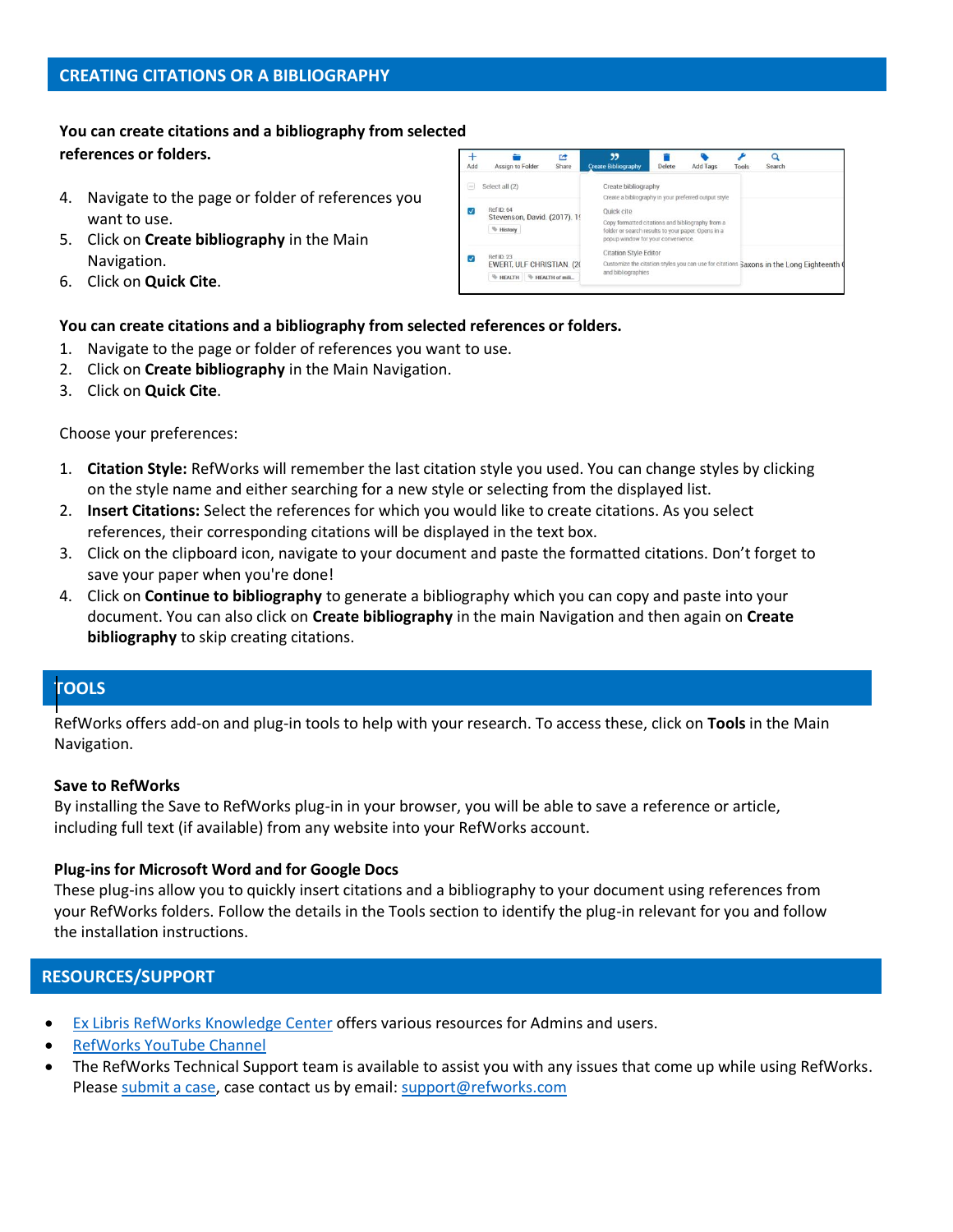## CREATING CITATIONS OR A BIBLIOGRAPHY

**You can create citations and a bibliography from selected references or folders.**

4. Navigate to the page or folder of references you want to use.
5. Click on **Create bibliography** in the Main Navigation.
6. Click on **Quick Cite**.

**You can create citations and a bibliography from selected references or folders.**

1. Navigate to the page or folder of references you want to use.
2. Click on **Create bibliography** in the Main Navigation.
3. Click on **Quick Cite**.

Choose your preferences:

1. **Citation Style:** RefWorks will remember the last citation style you used. You can change styles by clicking on the style name and either searching for a new style or selecting from the displayed list.
2. **Insert Citations:** Select the references for which you would like to create citations. As you select references, their corresponding citations will be displayed in the text box.
3. Click on the clipboard icon, navigate to your document and paste the formatted citations. Don't forget to save your paper when you're done!
4. Click on **Continue to bibliography** to generate a bibliography which you can copy and paste into your document. You can also click on **Create bibliography** in the main Navigation and then again on **Create bibliography** to skip creating citations.

## TOOLS

RefWorks offers add-on and plug-in tools to help with your research. To access these, click on **Tools** in the Main Navigation.

**Save to RefWorks**

By installing the Save to RefWorks plug-in in your browser, you will be able to save a reference or article, including full text (if available) from any website into your RefWorks account.

**Plug-ins for Microsoft Word and for Google Docs**

These plug-ins allow you to quickly insert citations and a bibliography to your document using references from your RefWorks folders. Follow the details in the Tools section to identify the plug-in relevant for you and follow the installation instructions.

## RESOURCES/SUPPORT

- Ex Libris RefWorks Knowledge Center offers various resources for Admins and users.
- RefWorks YouTube Channel
- The RefWorks Technical Support team is available to assist you with any issues that come up while using RefWorks. Please submit a case, case contact us by email: support@refworks.com